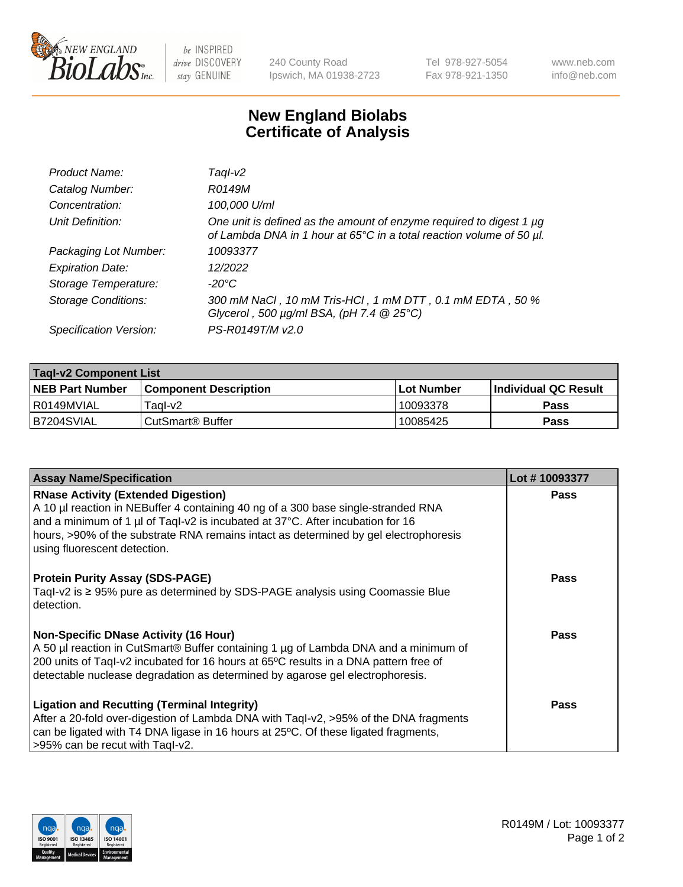# New England Biolabs Certificate of Analysis

| | |
|---|---|
| *Product Name:* | *TaqI-v2* |
| *Catalog Number:* | *R0149M* |
| *Concentration:* | *100,000 U/ml* |
| *Unit Definition:* | *One unit is defined as the amount of enzyme required to digest 1 µg of Lambda DNA in 1 hour at 65°C in a total reaction volume of 50 µl.* |
| *Packaging Lot Number:* | *10093377* |
| *Expiration Date:* | *12/2022* |
| *Storage Temperature:* | *-20°C* |
| *Storage Conditions:* | *300 mM NaCl , 10 mM Tris-HCl , 1 mM DTT , 0.1 mM EDTA , 50 % Glycerol , 500 µg/ml BSA, (pH 7.4 @ 25°C)* |
| *Specification Version:* | *PS-R0149T/M v2.0* |

| **TaqI-v2 Component List** | | | |
|---|---|---|---|
| **NEB Part Number** | **Component Description** | **Lot Number** | **Individual QC Result** |
| R0149MVIAL | TaqI-v2 | 10093378 | **Pass** |
| B7204SVIAL | CutSmart® Buffer | 10085425 | **Pass** |

| **Assay Name/Specification** | **Lot # 10093377** |
|---|---|
| **RNase Activity (Extended Digestion)**<br>A 10 µl reaction in NEBuffer 4 containing 40 ng of a 300 base single-stranded RNA and a minimum of 1 µl of TaqI-v2 is incubated at 37°C. After incubation for 16 hours, >90% of the substrate RNA remains intact as determined by gel electrophoresis using fluorescent detection. | **Pass** |
| **Protein Purity Assay (SDS-PAGE)**<br>TaqI-v2 is ≥ 95% pure as determined by SDS-PAGE analysis using Coomassie Blue detection. | **Pass** |
| **Non-Specific DNase Activity (16 Hour)**<br>A 50 µl reaction in CutSmart® Buffer containing 1 µg of Lambda DNA and a minimum of 200 units of TaqI-v2 incubated for 16 hours at 65ºC results in a DNA pattern free of detectable nuclease degradation as determined by agarose gel electrophoresis. | **Pass** |
| **Ligation and Recutting (Terminal Integrity)**<br>After a 20-fold over-digestion of Lambda DNA with TaqI-v2, >95% of the DNA fragments can be ligated with T4 DNA ligase in 16 hours at 25ºC. Of these ligated fragments, >95% can be recut with TaqI-v2. | **Pass** |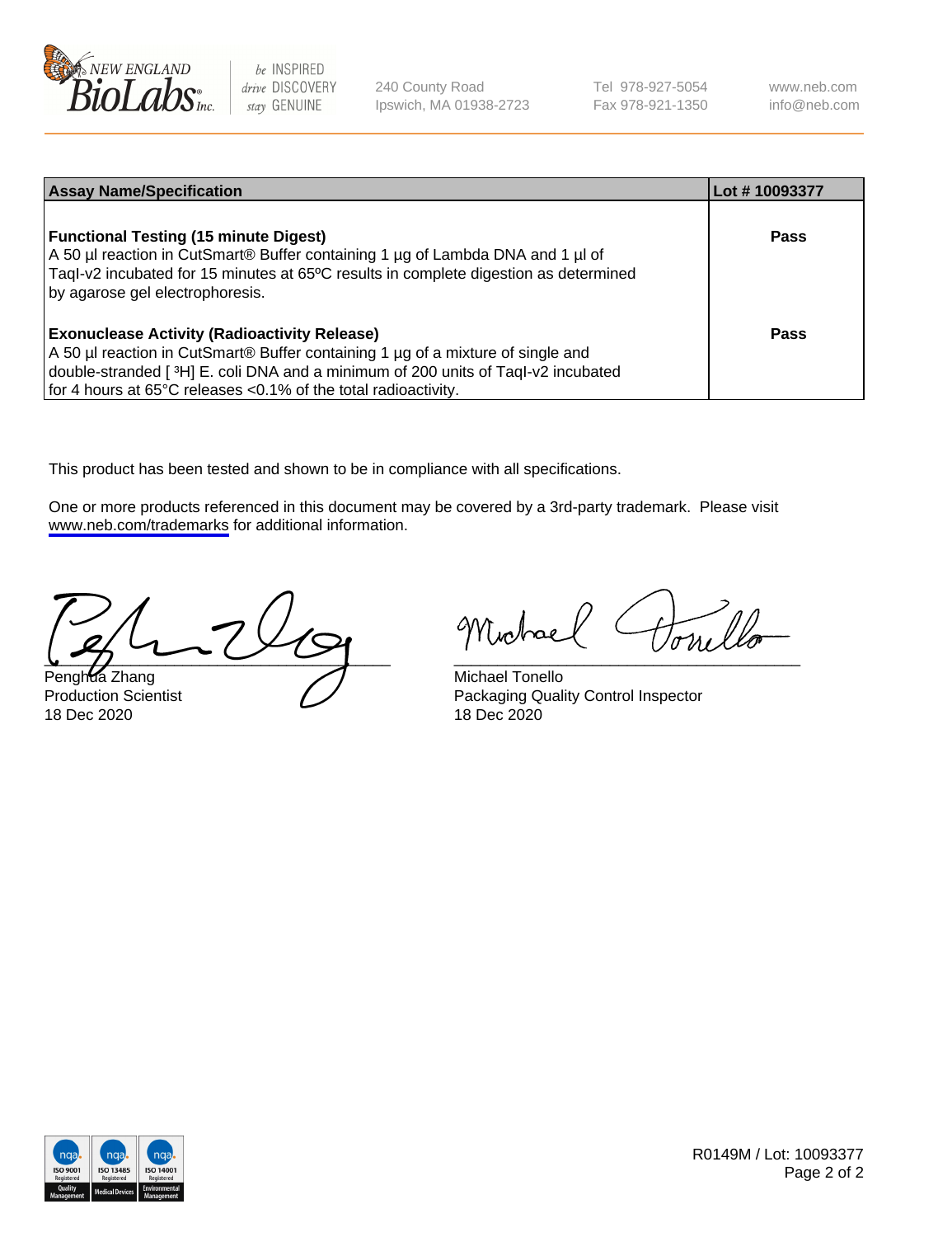| Assay Name/Specification | Lot # 10093377 |
|---|---|
| **Functional Testing (15 minute Digest)**<br>A 50 µl reaction in CutSmart® Buffer containing 1 µg of Lambda DNA and 1 µl of TaqI-v2 incubated for 15 minutes at 65ºC results in complete digestion as determined by agarose gel electrophoresis. | **Pass** |
| **Exonuclease Activity (Radioactivity Release)**<br>A 50 µl reaction in CutSmart® Buffer containing 1 µg of a mixture of single and double-stranded [ $^3$H] E. coli DNA and a minimum of 200 units of TaqI-v2 incubated for 4 hours at 65°C releases <0.1% of the total radioactivity. | **Pass** |

This product has been tested and shown to be in compliance with all specifications.

One or more products referenced in this document may be covered by a 3rd-party trademark. Please visit www.neb.com/trademarks for additional information.

Penghua Zhang
Production Scientist
18 Dec 2020

Michael Tonello
Packaging Quality Control Inspector
18 Dec 2020

R0149M / Lot: 10093377